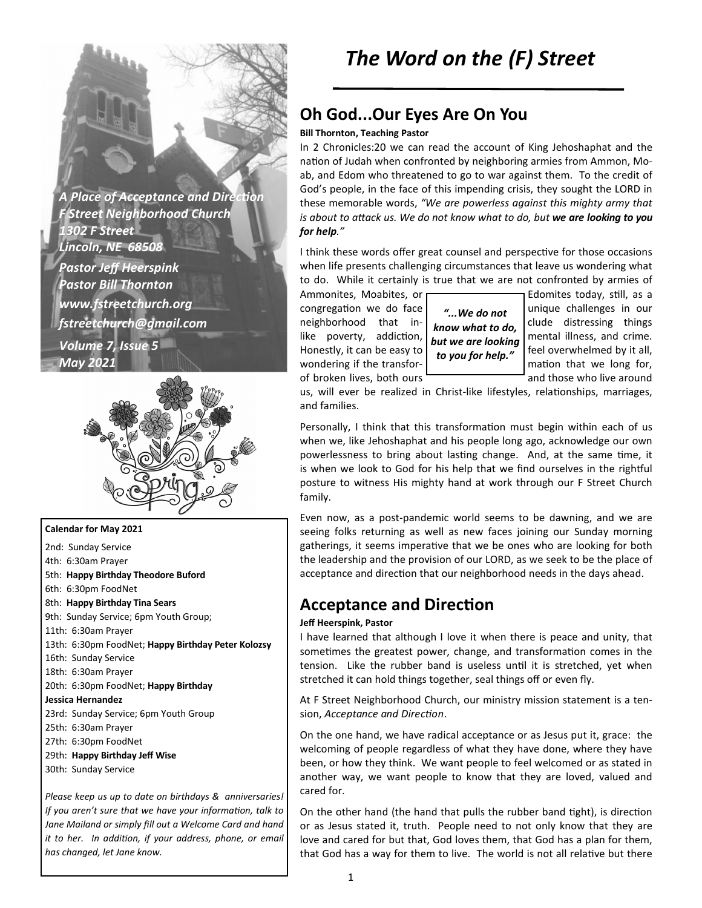*A Place of Acceptance and Direction*
*F Street Neighborhood Church*
*1302 F Street*
*Lincoln, NE 68508*
*Pastor Jeff Heerspink*
*Pastor Bill Thornton*
*www.fstreetchurch.org*
*fstreetchurch@gmail.com*
*Volume 7, Issue 5*
*May 2021*

**Calendar for May 2021**

2nd: Sunday Service
4th: 6:30am Prayer
5th: **Happy Birthday Theodore Buford**
6th: 6:30pm FoodNet
8th: **Happy Birthday Tina Sears**
9th: Sunday Service; 6pm Youth Group;
11th: 6:30am Prayer
13th: 6:30pm FoodNet; **Happy Birthday Peter Kolozsy**
16th: Sunday Service
18th: 6:30am Prayer
20th: 6:30pm FoodNet; **Happy Birthday Jessica Hernandez**
23rd: Sunday Service; 6pm Youth Group
25th: 6:30am Prayer
27th: 6:30pm FoodNet
29th: **Happy Birthday Jeff Wise**
30th: Sunday Service

*Please keep us up to date on birthdays & anniversaries! If you aren't sure that we have your information, talk to Jane Mailand or simply fill out a Welcome Card and hand it to her. In addition, if your address, phone, or email has changed, let Jane know.*

# *The Word on the (F) Street*

## Oh God...Our Eyes Are On You

**Bill Thornton, Teaching Pastor**

In 2 Chronicles:20 we can read the account of King Jehoshaphat and the nation of Judah when confronted by neighboring armies from Ammon, Moab, and Edom who threatened to go to war against them. To the credit of God's people, in the face of this impending crisis, they sought the LORD in these memorable words, *"We are powerless against this mighty army that is about to attack us. We do not know what to do, but **we are looking to you for help**."*

I think these words offer great counsel and perspective for those occasions when life presents challenging circumstances that leave us wondering what to do. While it certainly is true that we are not confronted by armies of Ammonites, Moabites, or Edomites today, still, as a congregation we do face unique challenges in our neighborhood that include distressing things like poverty, addiction, mental illness, and crime. Honestly, it can be easy to feel overwhelmed by it all, wondering if the transformation that we long for, of broken lives, both ours and those who live around us, will ever be realized in Christ-like lifestyles, relationships, marriages, and families.

> ***"...We do not know what to do, but we are looking to you for help."***

Personally, I think that this transformation must begin within each of us when we, like Jehoshaphat and his people long ago, acknowledge our own powerlessness to bring about lasting change. And, at the same time, it is when we look to God for his help that we find ourselves in the rightful posture to witness His mighty hand at work through our F Street Church family.

Even now, as a post-pandemic world seems to be dawning, and we are seeing folks returning as well as new faces joining our Sunday morning gatherings, it seems imperative that we be ones who are looking for both the leadership and the provision of our LORD, as we seek to be the place of acceptance and direction that our neighborhood needs in the days ahead.

## Acceptance and Direction

**Jeff Heerspink, Pastor**

I have learned that although I love it when there is peace and unity, that sometimes the greatest power, change, and transformation comes in the tension. Like the rubber band is useless until it is stretched, yet when stretched it can hold things together, seal things off or even fly.

At F Street Neighborhood Church, our ministry mission statement is a tension, *Acceptance and Direction*.

On the one hand, we have radical acceptance or as Jesus put it, grace: the welcoming of people regardless of what they have done, where they have been, or how they think. We want people to feel welcomed or as stated in another way, we want people to know that they are loved, valued and cared for.

On the other hand (the hand that pulls the rubber band tight), is direction or as Jesus stated it, truth. People need to not only know that they are love and cared for but that, God loves them, that God has a plan for them, that God has a way for them to live. The world is not all relative but there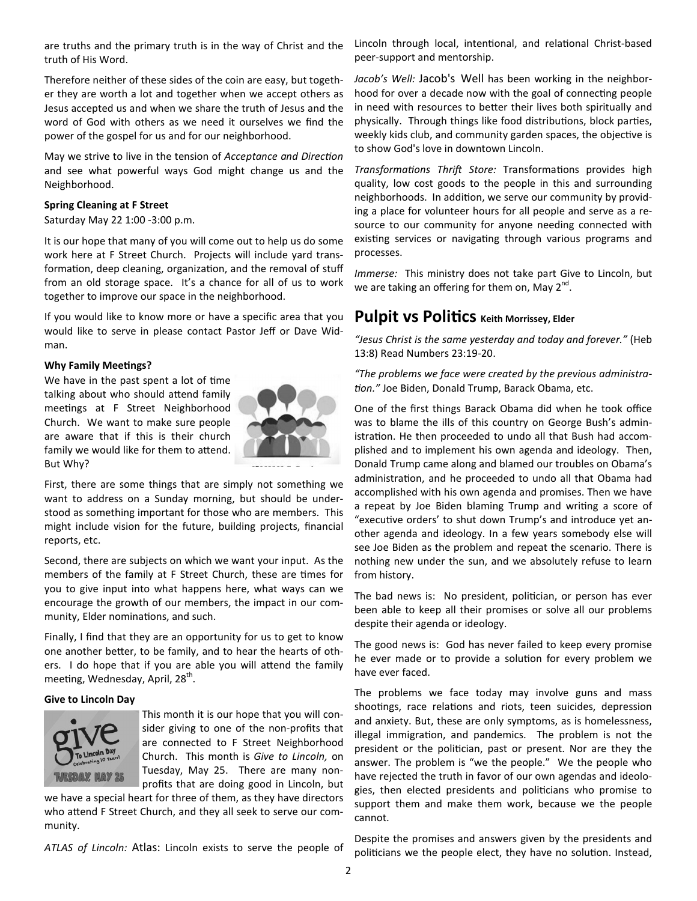are truths and the primary truth is in the way of Christ and the truth of His Word.

Therefore neither of these sides of the coin are easy, but together they are worth a lot and together when we accept others as Jesus accepted us and when we share the truth of Jesus and the word of God with others as we need it ourselves we find the power of the gospel for us and for our neighborhood.

May we strive to live in the tension of *Acceptance and Direction* and see what powerful ways God might change us and the Neighborhood.

**Spring Cleaning at F Street**

Saturday May 22 1:00 -3:00 p.m.

It is our hope that many of you will come out to help us do some work here at F Street Church. Projects will include yard transformation, deep cleaning, organization, and the removal of stuff from an old storage space. It's a chance for all of us to work together to improve our space in the neighborhood.

If you would like to know more or have a specific area that you would like to serve in please contact Pastor Jeff or Dave Widman.

**Why Family Meetings?**

We have in the past spent a lot of time talking about who should attend family meetings at F Street Neighborhood Church. We want to make sure people are aware that if this is their church family we would like for them to attend. But Why?

First, there are some things that are simply not something we want to address on a Sunday morning, but should be understood as something important for those who are members. This might include vision for the future, building projects, financial reports, etc.

Second, there are subjects on which we want your input. As the members of the family at F Street Church, these are times for you to give input into what happens here, what ways can we encourage the growth of our members, the impact in our community, Elder nominations, and such.

Finally, I find that they are an opportunity for us to get to know one another better, to be family, and to hear the hearts of others. I do hope that if you are able you will attend the family meeting, Wednesday, April, 28th.

**Give to Lincoln Day**

This month it is our hope that you will consider giving to one of the non-profits that are connected to F Street Neighborhood Church. This month is *Give to Lincoln,* on Tuesday, May 25. There are many non-profits that are doing good in Lincoln, but we have a special heart for three of them, as they have directors who attend F Street Church, and they all seek to serve our community.

*ATLAS of Lincoln:* Atlas: Lincoln exists to serve the people of Lincoln through local, intentional, and relational Christ-based peer-support and mentorship.

*Jacob's Well:* Jacob's Well has been working in the neighborhood for over a decade now with the goal of connecting people in need with resources to better their lives both spiritually and physically. Through things like food distributions, block parties, weekly kids club, and community garden spaces, the objective is to show God's love in downtown Lincoln.

*Transformations Thrift Store:* Transformations provides high quality, low cost goods to the people in this and surrounding neighborhoods. In addition, we serve our community by providing a place for volunteer hours for all people and serve as a resource to our community for anyone needing connected with existing services or navigating through various programs and processes.

*Immerse:* This ministry does not take part Give to Lincoln, but we are taking an offering for them on, May 2nd.

## Pulpit vs Politics Keith Morrissey, Elder

*"Jesus Christ is the same yesterday and today and forever."* (Heb 13:8) Read Numbers 23:19-20.

*"The problems we face were created by the previous administration."* Joe Biden, Donald Trump, Barack Obama, etc.

One of the first things Barack Obama did when he took office was to blame the ills of this country on George Bush's administration. He then proceeded to undo all that Bush had accomplished and to implement his own agenda and ideology. Then, Donald Trump came along and blamed our troubles on Obama's administration, and he proceeded to undo all that Obama had accomplished with his own agenda and promises. Then we have a repeat by Joe Biden blaming Trump and writing a score of "executive orders' to shut down Trump's and introduce yet another agenda and ideology. In a few years somebody else will see Joe Biden as the problem and repeat the scenario. There is nothing new under the sun, and we absolutely refuse to learn from history.

The bad news is: No president, politician, or person has ever been able to keep all their promises or solve all our problems despite their agenda or ideology.

The good news is: God has never failed to keep every promise he ever made or to provide a solution for every problem we have ever faced.

The problems we face today may involve guns and mass shootings, race relations and riots, teen suicides, depression and anxiety. But, these are only symptoms, as is homelessness, illegal immigration, and pandemics. The problem is not the president or the politician, past or present. Nor are they the answer. The problem is "we the people." We the people who have rejected the truth in favor of our own agendas and ideologies, then elected presidents and politicians who promise to support them and make them work, because we the people cannot.

Despite the promises and answers given by the presidents and politicians we the people elect, they have no solution. Instead,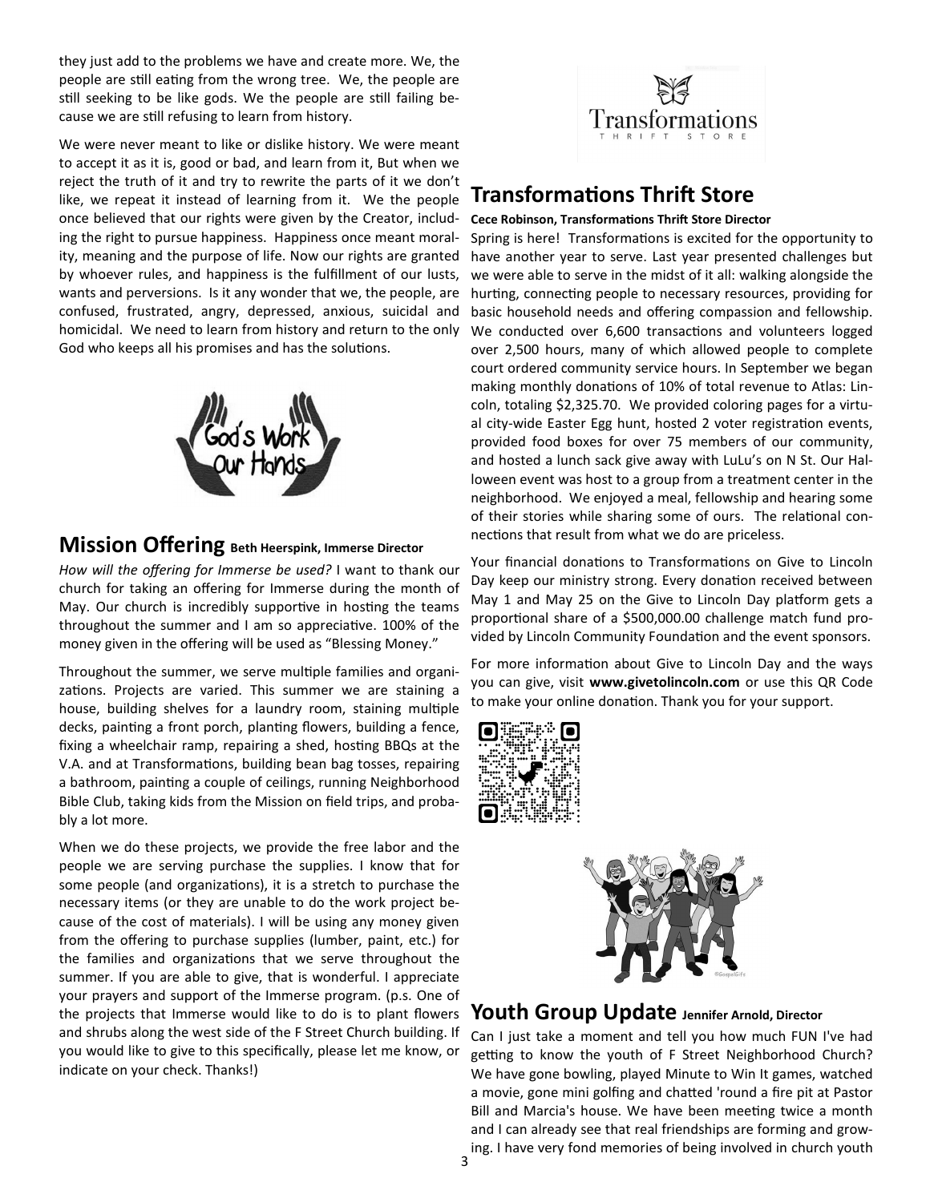they just add to the problems we have and create more. We, the people are still eating from the wrong tree. We, the people are still seeking to be like gods. We the people are still failing because we are still refusing to learn from history.

We were never meant to like or dislike history. We were meant to accept it as it is, good or bad, and learn from it, But when we reject the truth of it and try to rewrite the parts of it we don't like, we repeat it instead of learning from it. We the people once believed that our rights were given by the Creator, including the right to pursue happiness. Happiness once meant morality, meaning and the purpose of life. Now our rights are granted by whoever rules, and happiness is the fulfillment of our lusts, wants and perversions. Is it any wonder that we, the people, are confused, frustrated, angry, depressed, anxious, suicidal and homicidal. We need to learn from history and return to the only God who keeps all his promises and has the solutions.

## Mission Offering **Beth Heerspink, Immerse Director**

*How will the offering for Immerse be used?* I want to thank our church for taking an offering for Immerse during the month of May. Our church is incredibly supportive in hosting the teams throughout the summer and I am so appreciative. 100% of the money given in the offering will be used as "Blessing Money."

Throughout the summer, we serve multiple families and organizations. Projects are varied. This summer we are staining a house, building shelves for a laundry room, staining multiple decks, painting a front porch, planting flowers, building a fence, fixing a wheelchair ramp, repairing a shed, hosting BBQs at the V.A. and at Transformations, building bean bag tosses, repairing a bathroom, painting a couple of ceilings, running Neighborhood Bible Club, taking kids from the Mission on field trips, and probably a lot more.

When we do these projects, we provide the free labor and the people we are serving purchase the supplies. I know that for some people (and organizations), it is a stretch to purchase the necessary items (or they are unable to do the work project because of the cost of materials). I will be using any money given from the offering to purchase supplies (lumber, paint, etc.) for the families and organizations that we serve throughout the summer. If you are able to give, that is wonderful. I appreciate your prayers and support of the Immerse program. (p.s. One of the projects that Immerse would like to do is to plant flowers and shrubs along the west side of the F Street Church building. If you would like to give to this specifically, please let me know, or indicate on your check. Thanks!)

## Transformations Thrift Store

**Cece Robinson, Transformations Thrift Store Director**

Spring is here! Transformations is excited for the opportunity to have another year to serve. Last year presented challenges but we were able to serve in the midst of it all: walking alongside the hurting, connecting people to necessary resources, providing for basic household needs and offering compassion and fellowship. We conducted over 6,600 transactions and volunteers logged over 2,500 hours, many of which allowed people to complete court ordered community service hours. In September we began making monthly donations of 10% of total revenue to Atlas: Lincoln, totaling $2,325.70. We provided coloring pages for a virtual city-wide Easter Egg hunt, hosted 2 voter registration events, provided food boxes for over 75 members of our community, and hosted a lunch sack give away with LuLu's on N St. Our Halloween event was host to a group from a treatment center in the neighborhood. We enjoyed a meal, fellowship and hearing some of their stories while sharing some of ours. The relational connections that result from what we do are priceless.

Your financial donations to Transformations on Give to Lincoln Day keep our ministry strong. Every donation received between May 1 and May 25 on the Give to Lincoln Day platform gets a proportional share of a $500,000.00 challenge match fund provided by Lincoln Community Foundation and the event sponsors.

For more information about Give to Lincoln Day and the ways you can give, visit **www.givetolincoln.com** or use this QR Code to make your online donation. Thank you for your support.

## Youth Group Update **Jennifer Arnold, Director**

Can I just take a moment and tell you how much FUN I've had getting to know the youth of F Street Neighborhood Church? We have gone bowling, played Minute to Win It games, watched a movie, gone mini golfing and chatted 'round a fire pit at Pastor Bill and Marcia's house. We have been meeting twice a month and I can already see that real friendships are forming and growing. I have very fond memories of being involved in church youth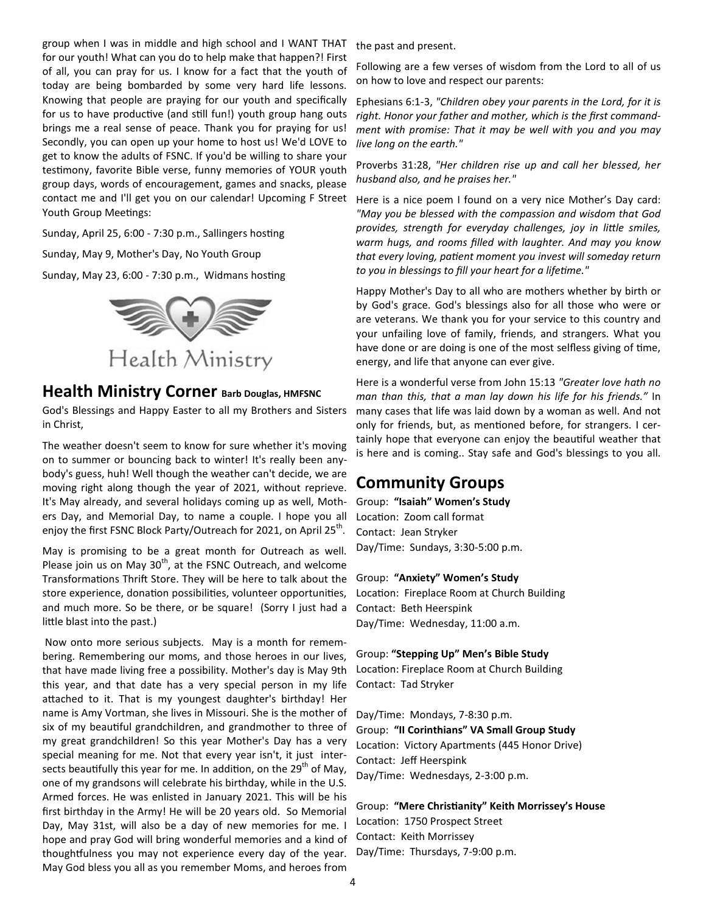group when I was in middle and high school and I WANT THAT for our youth! What can you do to help make that happen?! First of all, you can pray for us. I know for a fact that the youth of today are being bombarded by some very hard life lessons. Knowing that people are praying for our youth and specifically for us to have productive (and still fun!) youth group hang outs brings me a real sense of peace. Thank you for praying for us! Secondly, you can open up your home to host us! We'd LOVE to get to know the adults of FSNC. If you'd be willing to share your testimony, favorite Bible verse, funny memories of YOUR youth group days, words of encouragement, games and snacks, please contact me and I'll get you on our calendar! Upcoming F Street Youth Group Meetings:

Sunday, April 25, 6:00 - 7:30 p.m., Sallingers hosting

Sunday, May 9, Mother's Day, No Youth Group

Sunday, May 23, 6:00 - 7:30 p.m., Widmans hosting

Health Ministry

## Health Ministry Corner Barb Douglas, HMFSNC

God's Blessings and Happy Easter to all my Brothers and Sisters in Christ,

The weather doesn't seem to know for sure whether it's moving on to summer or bouncing back to winter! It's really been anybody's guess, huh! Well though the weather can't decide, we are moving right along though the year of 2021, without reprieve. It's May already, and several holidays coming up as well, Mothers Day, and Memorial Day, to name a couple. I hope you all enjoy the first FSNC Block Party/Outreach for 2021, on April 25th.

May is promising to be a great month for Outreach as well. Please join us on May 30th, at the FSNC Outreach, and welcome Transformations Thrift Store. They will be here to talk about the store experience, donation possibilities, volunteer opportunities, and much more. So be there, or be square! (Sorry I just had a little blast into the past.)

Now onto more serious subjects. May is a month for remembering. Remembering our moms, and those heroes in our lives, that have made living free a possibility. Mother's day is May 9th this year, and that date has a very special person in my life attached to it. That is my youngest daughter's birthday! Her name is Amy Vortman, she lives in Missouri. She is the mother of six of my beautiful grandchildren, and grandmother to three of my great grandchildren! So this year Mother's Day has a very special meaning for me. Not that every year isn't, it just intersects beautifully this year for me. In addition, on the 29th of May, one of my grandsons will celebrate his birthday, while in the U.S. Armed forces. He was enlisted in January 2021. This will be his first birthday in the Army! He will be 20 years old. So Memorial Day, May 31st, will also be a day of new memories for me. I hope and pray God will bring wonderful memories and a kind of thoughtfulness you may not experience every day of the year. May God bless you all as you remember Moms, and heroes from the past and present.

Following are a few verses of wisdom from the Lord to all of us on how to love and respect our parents:

Ephesians 6:1-3, *"Children obey your parents in the Lord, for it is right. Honor your father and mother, which is the first commandment with promise: That it may be well with you and you may live long on the earth."*

Proverbs 31:28, *"Her children rise up and call her blessed, her husband also, and he praises her."*

Here is a nice poem I found on a very nice Mother's Day card: *"May you be blessed with the compassion and wisdom that God provides, strength for everyday challenges, joy in little smiles, warm hugs, and rooms filled with laughter. And may you know that every loving, patient moment you invest will someday return to you in blessings to fill your heart for a lifetime."*

Happy Mother's Day to all who are mothers whether by birth or by God's grace. God's blessings also for all those who were or are veterans. We thank you for your service to this country and your unfailing love of family, friends, and strangers. What you have done or are doing is one of the most selfless giving of time, energy, and life that anyone can ever give.

Here is a wonderful verse from John 15:13 *"Greater love hath no man than this, that a man lay down his life for his friends."* In many cases that life was laid down by a woman as well. And not only for friends, but, as mentioned before, for strangers. I certainly hope that everyone can enjoy the beautiful weather that is here and is coming.. Stay safe and God's blessings to you all.

## Community Groups

Group: **"Isaiah" Women's Study**
Location: Zoom call format
Contact: Jean Stryker
Day/Time: Sundays, 3:30-5:00 p.m.

Group: **"Anxiety" Women's Study**
Location: Fireplace Room at Church Building
Contact: Beth Heerspink
Day/Time: Wednesday, 11:00 a.m.

Group: **"Stepping Up" Men's Bible Study**
Location: Fireplace Room at Church Building
Contact: Tad Stryker
Day/Time: Mondays, 7-8:30 p.m.

Group: **"II Corinthians" VA Small Group Study**
Location: Victory Apartments (445 Honor Drive)
Contact: Jeff Heerspink
Day/Time: Wednesdays, 2-3:00 p.m.

Group: **"Mere Christianity" Keith Morrissey's House**
Location: 1750 Prospect Street
Contact: Keith Morrissey
Day/Time: Thursdays, 7-9:00 p.m.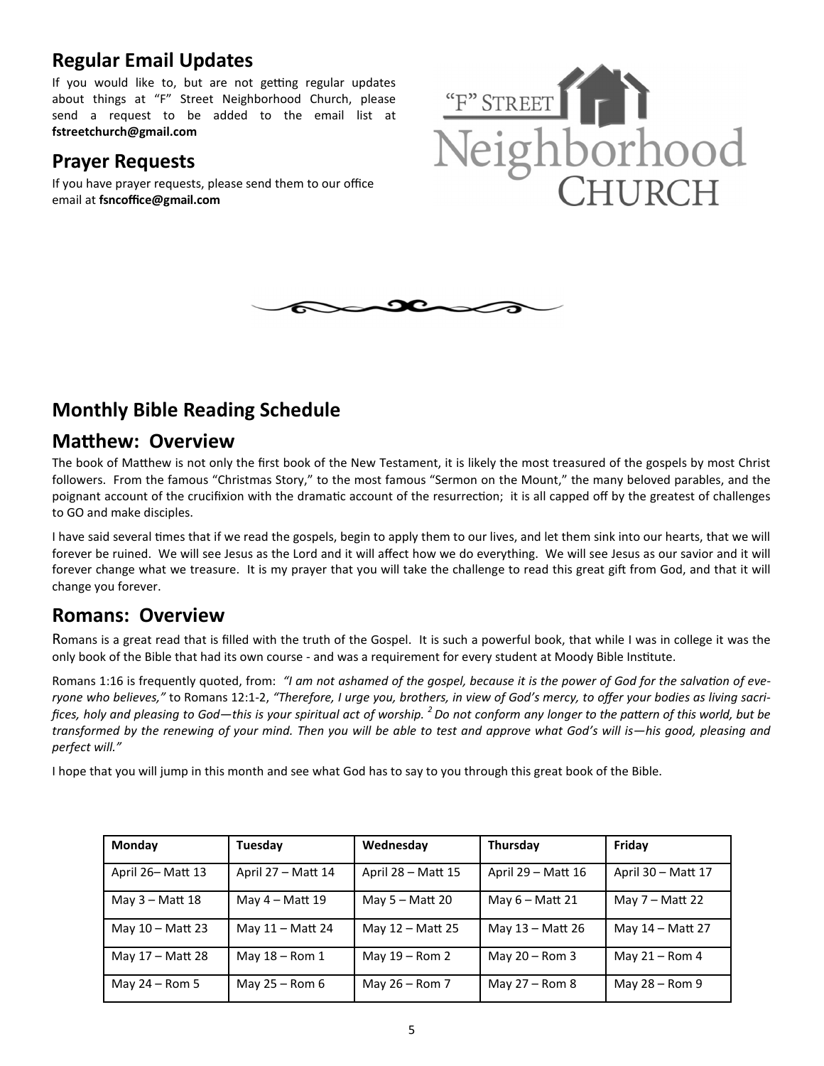## Regular Email Updates

If you would like to, but are not getting regular updates about things at "F" Street Neighborhood Church, please send a request to be added to the email list at **fstreetchurch@gmail.com**

## Prayer Requests

If you have prayer requests, please send them to our office email at **fsncoffice@gmail.com**

"F" STREET Neighborhood CHURCH

## Monthly Bible Reading Schedule

## Matthew: Overview

The book of Matthew is not only the first book of the New Testament, it is likely the most treasured of the gospels by most Christ followers. From the famous "Christmas Story," to the most famous "Sermon on the Mount," the many beloved parables, and the poignant account of the crucifixion with the dramatic account of the resurrection; it is all capped off by the greatest of challenges to GO and make disciples.

I have said several times that if we read the gospels, begin to apply them to our lives, and let them sink into our hearts, that we will forever be ruined. We will see Jesus as the Lord and it will affect how we do everything. We will see Jesus as our savior and it will forever change what we treasure. It is my prayer that you will take the challenge to read this great gift from God, and that it will change you forever.

## Romans: Overview

Romans is a great read that is filled with the truth of the Gospel. It is such a powerful book, that while I was in college it was the only book of the Bible that had its own course - and was a requirement for every student at Moody Bible Institute.

Romans 1:16 is frequently quoted, from: *"I am not ashamed of the gospel, because it is the power of God for the salvation of everyone who believes,"* to Romans 12:1-2, *"Therefore, I urge you, brothers, in view of God's mercy, to offer your bodies as living sacrifices, holy and pleasing to God—this is your spiritual act of worship. [2] Do not conform any longer to the pattern of this world, but be transformed by the renewing of your mind. Then you will be able to test and approve what God's will is—his good, pleasing and perfect will."*

I hope that you will jump in this month and see what God has to say to you through this great book of the Bible.

| Monday | Tuesday | Wednesday | Thursday | Friday |
|---|---|---|---|---|
| April 26– Matt 13 | April 27 – Matt 14 | April 28 – Matt 15 | April 29 – Matt 16 | April 30 – Matt 17 |
| May 3 – Matt 18 | May 4 – Matt 19 | May 5 – Matt 20 | May 6 – Matt 21 | May 7 – Matt 22 |
| May 10 – Matt 23 | May 11 – Matt 24 | May 12 – Matt 25 | May 13 – Matt 26 | May 14 – Matt 27 |
| May 17 – Matt 28 | May 18 – Rom 1 | May 19 – Rom 2 | May 20 – Rom 3 | May 21 – Rom 4 |
| May 24 – Rom 5 | May 25 – Rom 6 | May 26 – Rom 7 | May 27 – Rom 8 | May 28 – Rom 9 |